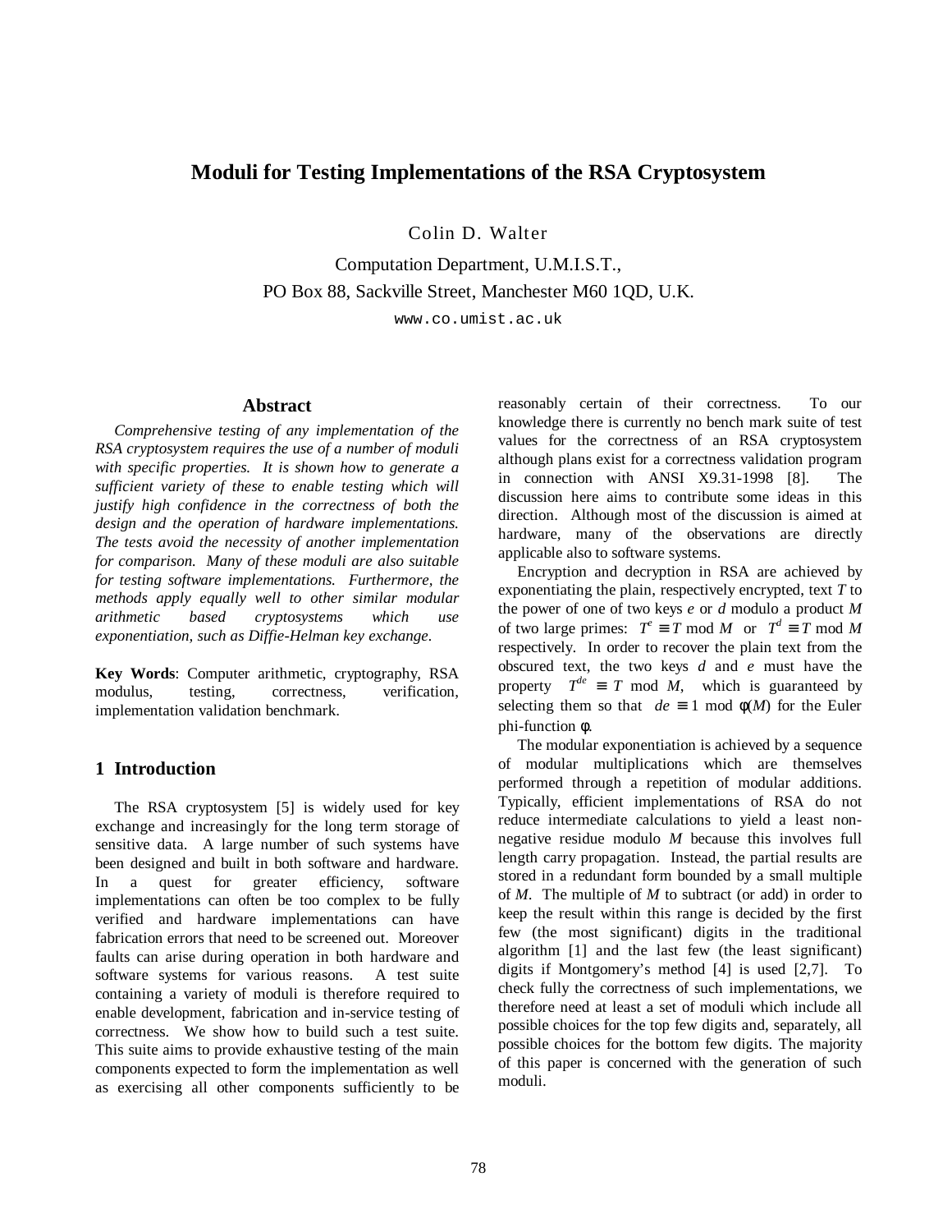# Moduli for Testing Implementations of the RSA Cryptosystem

Colin D. Walter

Computation Department, U.M.I.S.T.,
PO Box 88, Sackville Street, Manchester M60 1QD, U.K.
www.co.umist.ac.uk

## Abstract

*Comprehensive testing of any implementation of the RSA cryptosystem requires the use of a number of moduli with specific properties. It is shown how to generate a sufficient variety of these to enable testing which will justify high confidence in the correctness of both the design and the operation of hardware implementations. The tests avoid the necessity of another implementation for comparison. Many of these moduli are also suitable for testing software implementations. Furthermore, the methods apply equally well to other similar modular arithmetic based cryptosystems which use exponentiation, such as Diffie-Helman key exchange.*

**Key Words**: Computer arithmetic, cryptography, RSA modulus, testing, correctness, verification, implementation validation benchmark.

## 1 Introduction

The RSA cryptosystem [5] is widely used for key exchange and increasingly for the long term storage of sensitive data. A large number of such systems have been designed and built in both software and hardware. In a quest for greater efficiency, software implementations can often be too complex to be fully verified and hardware implementations can have fabrication errors that need to be screened out. Moreover faults can arise during operation in both hardware and software systems for various reasons. A test suite containing a variety of moduli is therefore required to enable development, fabrication and in-service testing of correctness. We show how to build such a test suite. This suite aims to provide exhaustive testing of the main components expected to form the implementation as well as exercising all other components sufficiently to be reasonably certain of their correctness. To our knowledge there is currently no bench mark suite of test values for the correctness of an RSA cryptosystem although plans exist for a correctness validation program in connection with ANSI X9.31-1998 [8]. The discussion here aims to contribute some ideas in this direction. Although most of the discussion is aimed at hardware, many of the observations are directly applicable also to software systems.

Encryption and decryption in RSA are achieved by exponentiating the plain, respectively encrypted, text $T$ to the power of one of two keys $e$ or $d$ modulo a product $M$ of two large primes: $T^e \equiv T \bmod M$ or $T^d \equiv T \bmod M$ respectively. In order to recover the plain text from the obscured text, the two keys $d$ and $e$ must have the property $T^{de} \equiv T \bmod M$, which is guaranteed by selecting them so that $de \equiv 1 \bmod \phi(M)$ for the Euler phi-function $\phi$.

The modular exponentiation is achieved by a sequence of modular multiplications which are themselves performed through a repetition of modular additions. Typically, efficient implementations of RSA do not reduce intermediate calculations to yield a least non-negative residue modulo $M$ because this involves full length carry propagation. Instead, the partial results are stored in a redundant form bounded by a small multiple of $M$. The multiple of $M$ to subtract (or add) in order to keep the result within this range is decided by the first few (the most significant) digits in the traditional algorithm [1] and the last few (the least significant) digits if Montgomery's method [4] is used [2,7]. To check fully the correctness of such implementations, we therefore need at least a set of moduli which include all possible choices for the top few digits and, separately, all possible choices for the bottom few digits. The majority of this paper is concerned with the generation of such moduli.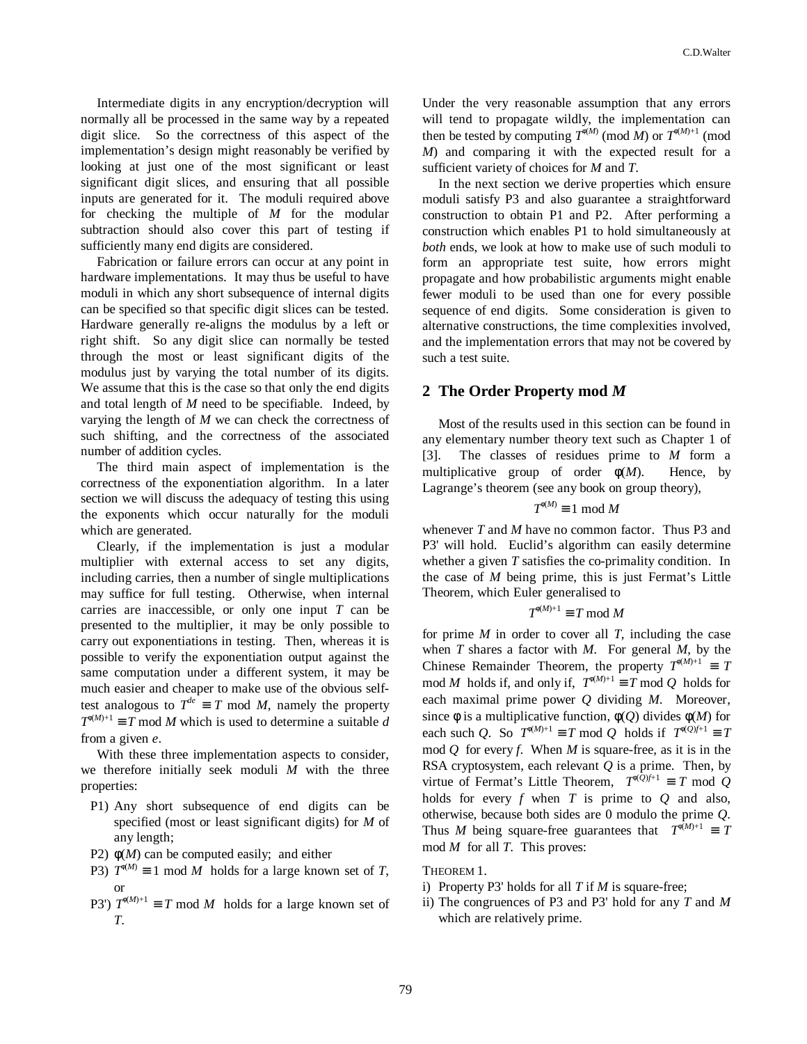Intermediate digits in any encryption/decryption will normally all be processed in the same way by a repeated digit slice. So the correctness of this aspect of the implementation's design might reasonably be verified by looking at just one of the most significant or least significant digit slices, and ensuring that all possible inputs are generated for it. The moduli required above for checking the multiple of $M$ for the modular subtraction should also cover this part of testing if sufficiently many end digits are considered.

Fabrication or failure errors can occur at any point in hardware implementations. It may thus be useful to have moduli in which any short subsequence of internal digits can be specified so that specific digit slices can be tested. Hardware generally re-aligns the modulus by a left or right shift. So any digit slice can normally be tested through the most or least significant digits of the modulus just by varying the total number of its digits. We assume that this is the case so that only the end digits and total length of $M$ need to be specifiable. Indeed, by varying the length of $M$ we can check the correctness of such shifting, and the correctness of the associated number of addition cycles.

The third main aspect of implementation is the correctness of the exponentiation algorithm. In a later section we will discuss the adequacy of testing this using the exponents which occur naturally for the moduli which are generated.

Clearly, if the implementation is just a modular multiplier with external access to set any digits, including carries, then a number of single multiplications may suffice for full testing. Otherwise, when internal carries are inaccessible, or only one input $T$ can be presented to the multiplier, it may be only possible to carry out exponentiations in testing. Then, whereas it is possible to verify the exponentiation output against the same computation under a different system, it may be much easier and cheaper to make use of the obvious self-test analogous to $T^{de} \equiv T \bmod M$, namely the property $T^{\phi(M)+1} \equiv T \bmod M$ which is used to determine a suitable $d$ from a given $e$.

With these three implementation aspects to consider, we therefore initially seek moduli $M$ with the three properties:

- P1) Any short subsequence of end digits can be specified (most or least significant digits) for $M$ of any length;
- P2) $\phi(M)$ can be computed easily; and either
- P3) $T^{\phi(M)} \equiv 1 \bmod M$ holds for a large known set of $T$, or
- P3') $T^{\phi(M)+1} \equiv T \bmod M$ holds for a large known set of $T$.

Under the very reasonable assumption that any errors will tend to propagate wildly, the implementation can then be tested by computing $T^{\phi(M)}$ (mod $M$) or $T^{\phi(M)+1}$ (mod $M$) and comparing it with the expected result for a sufficient variety of choices for $M$ and $T$.

In the next section we derive properties which ensure moduli satisfy P3 and also guarantee a straightforward construction to obtain P1 and P2. After performing a construction which enables P1 to hold simultaneously at *both* ends, we look at how to make use of such moduli to form an appropriate test suite, how errors might propagate and how probabilistic arguments might enable fewer moduli to be used than one for every possible sequence of end digits. Some consideration is given to alternative constructions, the time complexities involved, and the implementation errors that may not be covered by such a test suite.

## 2 The Order Property mod $M$

Most of the results used in this section can be found in any elementary number theory text such as Chapter 1 of [3]. The classes of residues prime to $M$ form a multiplicative group of order $\phi(M)$. Hence, by Lagrange's theorem (see any book on group theory),

$$T^{\phi(M)} \equiv 1 \bmod M$$

whenever $T$ and $M$ have no common factor. Thus P3 and P3' will hold. Euclid's algorithm can easily determine whether a given $T$ satisfies the co-primality condition. In the case of $M$ being prime, this is just Fermat's Little Theorem, which Euler generalised to

$$T^{\phi(M)+1} \equiv T \bmod M$$

for prime $M$ in order to cover all $T$, including the case when $T$ shares a factor with $M$. For general $M$, by the Chinese Remainder Theorem, the property $T^{\phi(M)+1} \equiv T \bmod M$ holds if, and only if, $T^{\phi(M)+1} \equiv T \bmod Q$ holds for each maximal prime power $Q$ dividing $M$. Moreover, since $\phi$ is a multiplicative function, $\phi(Q)$ divides $\phi(M)$ for each such $Q$. So $T^{\phi(M)+1} \equiv T \bmod Q$ holds if $T^{\phi(Q)f+1} \equiv T \bmod Q$ for every $f$. When $M$ is square-free, as it is in the RSA cryptosystem, each relevant $Q$ is a prime. Then, by virtue of Fermat's Little Theorem, $T^{\phi(Q)f+1} \equiv T \bmod Q$ holds for every $f$ when $T$ is prime to $Q$ and also, otherwise, because both sides are 0 modulo the prime $Q$. Thus $M$ being square-free guarantees that $T^{\phi(M)+1} \equiv T \bmod M$ for all $T$. This proves:

THEOREM 1.

- i) Property P3' holds for all $T$ if $M$ is square-free;
- ii) The congruences of P3 and P3' hold for any $T$ and $M$ which are relatively prime.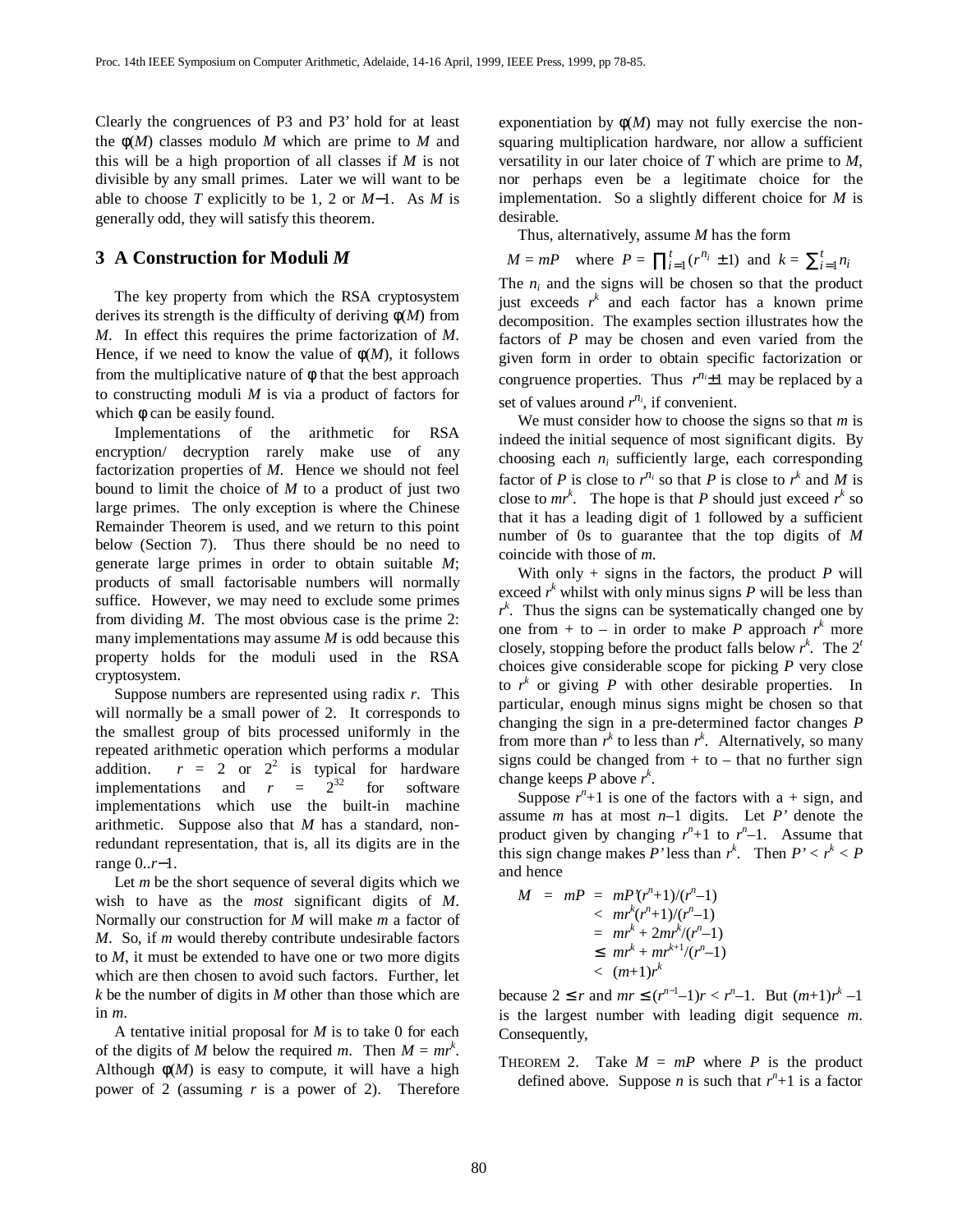Clearly the congruences of P3 and P3' hold for at least the $\phi(M)$ classes modulo $M$ which are prime to $M$ and this will be a high proportion of all classes if $M$ is not divisible by any small primes. Later we will want to be able to choose $T$ explicitly to be 1, 2 or $M-1$. As $M$ is generally odd, they will satisfy this theorem.

## 3 A Construction for Moduli $M$

The key property from which the RSA cryptosystem derives its strength is the difficulty of deriving $\phi(M)$ from $M$. In effect this requires the prime factorization of $M$. Hence, if we need to know the value of $\phi(M)$, it follows from the multiplicative nature of $\phi$ that the best approach to constructing moduli $M$ is via a product of factors for which $\phi$ can be easily found.

Implementations of the arithmetic for RSA encryption/ decryption rarely make use of any factorization properties of $M$. Hence we should not feel bound to limit the choice of $M$ to a product of just two large primes. The only exception is where the Chinese Remainder Theorem is used, and we return to this point below (Section 7). Thus there should be no need to generate large primes in order to obtain suitable $M$; products of small factorisable numbers will normally suffice. However, we may need to exclude some primes from dividing $M$. The most obvious case is the prime 2: many implementations may assume $M$ is odd because this property holds for the moduli used in the RSA cryptosystem.

Suppose numbers are represented using radix $r$. This will normally be a small power of 2. It corresponds to the smallest group of bits processed uniformly in the repeated arithmetic operation which performs a modular addition. $r = 2$ or $2^2$ is typical for hardware implementations and $r = 2^{32}$ for software implementations which use the built-in machine arithmetic. Suppose also that $M$ has a standard, non-redundant representation, that is, all its digits are in the range $0..r-1$.

Let $m$ be the short sequence of several digits which we wish to have as the *most* significant digits of $M$. Normally our construction for $M$ will make $m$ a factor of $M$. So, if $m$ would thereby contribute undesirable factors to $M$, it must be extended to have one or two more digits which are then chosen to avoid such factors. Further, let $k$ be the number of digits in $M$ other than those which are in $m$.

A tentative initial proposal for $M$ is to take 0 for each of the digits of $M$ below the required $m$. Then $M = mr^k$. Although $\phi(M)$ is easy to compute, it will have a high power of 2 (assuming $r$ is a power of 2). Therefore exponentiation by $\phi(M)$ may not fully exercise the non-squaring multiplication hardware, nor allow a sufficient versatility in our later choice of $T$ which are prime to $M$, nor perhaps even be a legitimate choice for the implementation. So a slightly different choice for $M$ is desirable.

Thus, alternatively, assume $M$ has the form

$$M = mP \quad \text{where} \quad P = \prod_{i=1}^{t}(r^{n_i} \pm 1) \quad \text{and} \quad k = \sum_{i=1}^{t} n_i$$

The $n_i$ and the signs will be chosen so that the product just exceeds $r^k$ and each factor has a known prime decomposition. The examples section illustrates how the factors of $P$ may be chosen and even varied from the given form in order to obtain specific factorization or congruence properties. Thus $r^{n_i}\pm 1$ may be replaced by a set of values around $r^{n_i}$, if convenient.

We must consider how to choose the signs so that $m$ is indeed the initial sequence of most significant digits. By choosing each $n_i$ sufficiently large, each corresponding factor of $P$ is close to $r^{n_i}$ so that $P$ is close to $r^k$ and $M$ is close to $mr^k$. The hope is that $P$ should just exceed $r^k$ so that it has a leading digit of 1 followed by a sufficient number of 0s to guarantee that the top digits of $M$ coincide with those of $m$.

With only + signs in the factors, the product $P$ will exceed $r^k$ whilst with only minus signs $P$ will be less than $r^k$. Thus the signs can be systematically changed one by one from + to – in order to make $P$ approach $r^k$ more closely, stopping before the product falls below $r^k$. The $2^t$ choices give considerable scope for picking $P$ very close to $r^k$ or giving $P$ with other desirable properties. In particular, enough minus signs might be chosen so that changing the sign in a pre-determined factor changes $P$ from more than $r^k$ to less than $r^k$. Alternatively, so many signs could be changed from + to – that no further sign change keeps $P$ above $r^k$.

Suppose $r^n+1$ is one of the factors with a + sign, and assume $m$ has at most $n-1$ digits. Let $P'$ denote the product given by changing $r^n+1$ to $r^n-1$. Assume that this sign change makes $P'$ less than $r^k$. Then $P' < r^k < P$ and hence

$$\begin{aligned}
M = mP &= mP'(r^n+1)/(r^n-1) \\
&< mr^k(r^n+1)/(r^n-1) \\
&= mr^k + 2mr^k/(r^n-1) \\
&\le mr^k + mr^{k+1}/(r^n-1) \\
&< (m+1)r^k
\end{aligned}$$

because $2 \le r$ and $mr \le (r^{n-1}-1)r < r^n-1$. But $(m+1)r^k-1$ is the largest number with leading digit sequence $m$. Consequently,

THEOREM 2. Take $M = mP$ where $P$ is the product defined above. Suppose $n$ is such that $r^n+1$ is a factor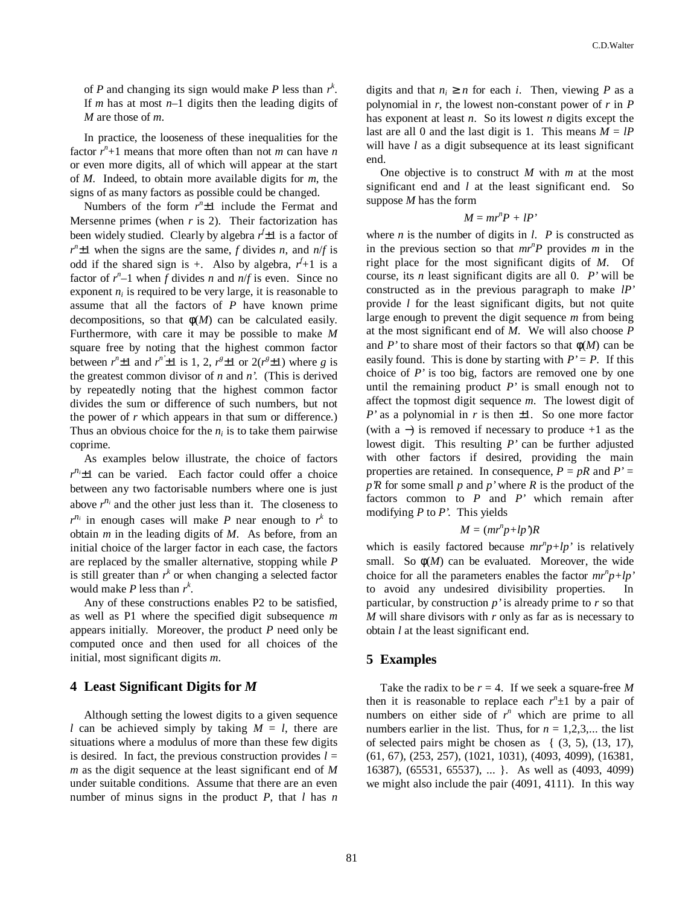of $P$ and changing its sign would make $P$ less than $r^k$. If $m$ has at most $n$–1 digits then the leading digits of $M$ are those of $m$.

In practice, the looseness of these inequalities for the factor $r^n$+1 means that more often than not $m$ can have $n$ or even more digits, all of which will appear at the start of $M$. Indeed, to obtain more available digits for $m$, the signs of as many factors as possible could be changed.

Numbers of the form $r^n \pm 1$ include the Fermat and Mersenne primes (when $r$ is 2). Their factorization has been widely studied. Clearly by algebra $r^f \pm 1$ is a factor of $r^n \pm 1$ when the signs are the same, $f$ divides $n$, and $n/f$ is odd if the shared sign is +. Also by algebra, $r^f$+1 is a factor of $r^n$–1 when $f$ divides $n$ and $n/f$ is even. Since no exponent $n_i$ is required to be very large, it is reasonable to assume that all the factors of $P$ have known prime decompositions, so that $\phi(M)$ can be calculated easily. Furthermore, with care it may be possible to make $M$ square free by noting that the highest common factor between $r^n \pm 1$ and $r^{n'} \pm 1$ is 1, 2, $r^g \pm 1$ or $2(r^g \pm 1)$ where $g$ is the greatest common divisor of $n$ and $n'$. (This is derived by repeatedly noting that the highest common factor divides the sum or difference of such numbers, but not the power of $r$ which appears in that sum or difference.) Thus an obvious choice for the $n_i$ is to take them pairwise coprime.

As examples below illustrate, the choice of factors $r^{n_i} \pm 1$ can be varied. Each factor could offer a choice between any two factorisable numbers where one is just above $r^{n_i}$ and the other just less than it. The closeness to $r^{n_i}$ in enough cases will make $P$ near enough to $r^k$ to obtain $m$ in the leading digits of $M$. As before, from an initial choice of the larger factor in each case, the factors are replaced by the smaller alternative, stopping while $P$ is still greater than $r^k$ or when changing a selected factor would make $P$ less than $r^k$.

Any of these constructions enables P2 to be satisfied, as well as P1 where the specified digit subsequence $m$ appears initially. Moreover, the product $P$ need only be computed once and then used for all choices of the initial, most significant digits $m$.

## 4 Least Significant Digits for *M*

Although setting the lowest digits to a given sequence $l$ can be achieved simply by taking $M = l$, there are situations where a modulus of more than these few digits is desired. In fact, the previous construction provides $l = m$ as the digit sequence at the least significant end of $M$ under suitable conditions. Assume that there are an even number of minus signs in the product $P$, that $l$ has $n$ digits and that $n_i \geq n$ for each $i$. Then, viewing $P$ as a polynomial in $r$, the lowest non-constant power of $r$ in $P$ has exponent at least $n$. So its lowest $n$ digits except the last are all 0 and the last digit is 1. This means $M = lP$ will have $l$ as a digit subsequence at its least significant end.

One objective is to construct $M$ with $m$ at the most significant end and $l$ at the least significant end. So suppose $M$ has the form

$$M = mr^nP + lP'$$

where $n$ is the number of digits in $l$. $P$ is constructed as in the previous section so that $mr^nP$ provides $m$ in the right place for the most significant digits of $M$. Of course, its $n$ least significant digits are all 0. $P'$ will be constructed as in the previous paragraph to make $lP'$ provide $l$ for the least significant digits, but not quite large enough to prevent the digit sequence $m$ from being at the most significant end of $M$. We will also choose $P$ and $P'$ to share most of their factors so that $\phi(M)$ can be easily found. This is done by starting with $P' = P$. If this choice of $P'$ is too big, factors are removed one by one until the remaining product $P'$ is small enough not to affect the topmost digit sequence $m$. The lowest digit of $P'$ as a polynomial in $r$ is then $\pm 1$. So one more factor (with a $-$) is removed if necessary to produce +1 as the lowest digit. This resulting $P'$ can be further adjusted with other factors if desired, providing the main properties are retained. In consequence, $P = pR$ and $P' = p'R$ for some small $p$ and $p'$ where $R$ is the product of the factors common to $P$ and $P'$ which remain after modifying $P$ to $P'$. This yields

$$M = (mr^np+lp')R$$

which is easily factored because $mr^np+lp'$ is relatively small. So $\phi(M)$ can be evaluated. Moreover, the wide choice for all the parameters enables the factor $mr^np+lp'$ to avoid any undesired divisibility properties. In particular, by construction $p'$ is already prime to $r$ so that $M$ will share divisors with $r$ only as far as is necessary to obtain $l$ at the least significant end.

## 5 Examples

Take the radix to be $r = 4$. If we seek a square-free $M$ then it is reasonable to replace each $r^n \pm 1$ by a pair of numbers on either side of $r^n$ which are prime to all numbers earlier in the list. Thus, for $n$ = 1,2,3,... the list of selected pairs might be chosen as { (3, 5), (13, 17), (61, 67), (253, 257), (1021, 1031), (4093, 4099), (16381, 16387), (65531, 65537), ... }. As well as (4093, 4099) we might also include the pair (4091, 4111). In this way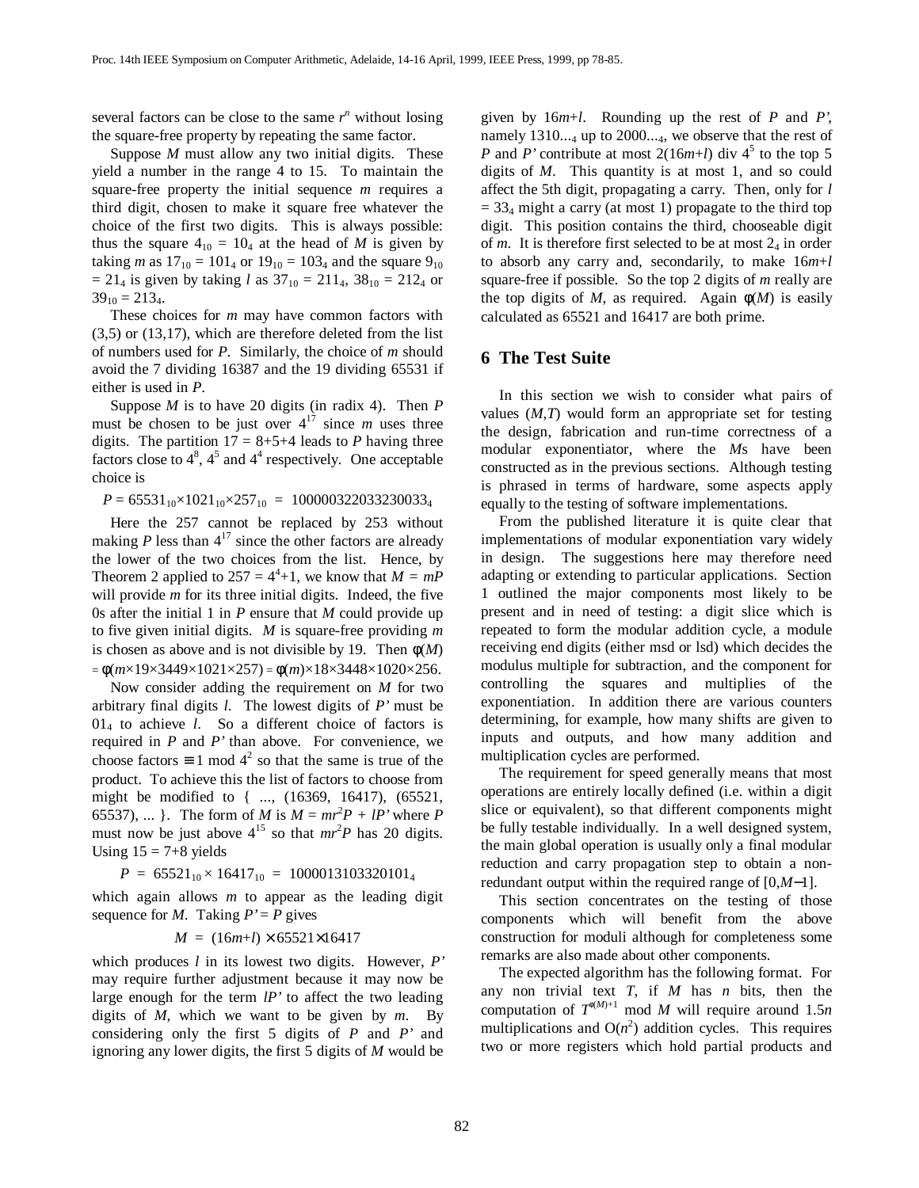several factors can be close to the same $r^n$ without losing the square-free property by repeating the same factor.

Suppose $M$ must allow any two initial digits. These yield a number in the range 4 to 15. To maintain the square-free property the initial sequence $m$ requires a third digit, chosen to make it square free whatever the choice of the first two digits. This is always possible: thus the square $4_{10} = 10_4$ at the head of $M$ is given by taking $m$ as $17_{10} = 101_4$ or $19_{10} = 103_4$ and the square $9_{10} = 21_4$ is given by taking $l$ as $37_{10} = 211_4$, $38_{10} = 212_4$ or $39_{10} = 213_4$.

These choices for $m$ may have common factors with (3,5) or (13,17), which are therefore deleted from the list of numbers used for $P$. Similarly, the choice of $m$ should avoid the 7 dividing 16387 and the 19 dividing 65531 if either is used in $P$.

Suppose $M$ is to have 20 digits (in radix 4). Then $P$ must be chosen to be just over $4^{17}$ since $m$ uses three digits. The partition $17 = 8+5+4$ leads to $P$ having three factors close to $4^8$, $4^5$ and $4^4$ respectively. One acceptable choice is

$$P = 65531_{10}\times 1021_{10}\times 257_{10} \ = \ 100000322033230033_4$$

Here the 257 cannot be replaced by 253 without making $P$ less than $4^{17}$ since the other factors are already the lower of the two choices from the list. Hence, by Theorem 2 applied to $257 = 4^4+1$, we know that $M = mP$ will provide $m$ for its three initial digits. Indeed, the five 0s after the initial 1 in $P$ ensure that $M$ could provide up to five given initial digits. $M$ is square-free providing $m$ is chosen as above and is not divisible by 19. Then $\phi(M) = \phi(m\times 19\times 3449\times 1021\times 257) = \phi(m)\times 18\times 3448\times 1020\times 256$.

Now consider adding the requirement on $M$ for two arbitrary final digits $l$. The lowest digits of $P'$ must be $01_4$ to achieve $l$. So a different choice of factors is required in $P$ and $P'$ than above. For convenience, we choose factors $\equiv 1 \bmod 4^2$ so that the same is true of the product. To achieve this the list of factors to choose from might be modified to { ..., (16369, 16417), (65521, 65537), ... }. The form of $M$ is $M = mr^2P + lP'$ where $P$ must now be just above $4^{15}$ so that $mr^2P$ has 20 digits. Using $15 = 7+8$ yields

$$P \ = \ 65521_{10}\times 16417_{10} \ = \ 1000013103320101_4$$

which again allows $m$ to appear as the leading digit sequence for $M$. Taking $P' = P$ gives

$$M \ = \ (16m+l)\times 65521\times 16417$$

which produces $l$ in its lowest two digits. However, $P'$ may require further adjustment because it may now be large enough for the term $lP'$ to affect the two leading digits of $M$, which we want to be given by $m$. By considering only the first 5 digits of $P$ and $P'$ and ignoring any lower digits, the first 5 digits of $M$ would be given by $16m+l$. Rounding up the rest of $P$ and $P'$, namely $1310..._4$ up to $2000..._4$, we observe that the rest of $P$ and $P'$ contribute at most $2(16m+l)$ div $4^5$ to the top 5 digits of $M$. This quantity is at most 1, and so could affect the 5th digit, propagating a carry. Then, only for $l = 33_4$ might a carry (at most 1) propagate to the third top digit. This position contains the third, chooseable digit of $m$. It is therefore first selected to be at most $2_4$ in order to absorb any carry and, secondarily, to make $16m+l$ square-free if possible. So the top 2 digits of $m$ really are the top digits of $M$, as required. Again $\phi(M)$ is easily calculated as 65521 and 16417 are both prime.

## 6 The Test Suite

In this section we wish to consider what pairs of values $(M,T)$ would form an appropriate set for testing the design, fabrication and run-time correctness of a modular exponentiator, where the $M$s have been constructed as in the previous sections. Although testing is phrased in terms of hardware, some aspects apply equally to the testing of software implementations.

From the published literature it is quite clear that implementations of modular exponentiation vary widely in design. The suggestions here may therefore need adapting or extending to particular applications. Section 1 outlined the major components most likely to be present and in need of testing: a digit slice which is repeated to form the modular addition cycle, a module receiving end digits (either msd or lsd) which decides the modulus multiple for subtraction, and the component for controlling the squares and multiplies of the exponentiation. In addition there are various counters determining, for example, how many shifts are given to inputs and outputs, and how many addition and multiplication cycles are performed.

The requirement for speed generally means that most operations are entirely locally defined (i.e. within a digit slice or equivalent), so that different components might be fully testable individually. In a well designed system, the main global operation is usually only a final modular reduction and carry propagation step to obtain a non-redundant output within the required range of $[0,M-1]$.

This section concentrates on the testing of those components which will benefit from the above construction for moduli although for completeness some remarks are also made about other components.

The expected algorithm has the following format. For any non trivial text $T$, if $M$ has $n$ bits, then the computation of $T^{\phi(M)+1} \bmod M$ will require around $1.5n$ multiplications and $O(n^2)$ addition cycles. This requires two or more registers which hold partial products and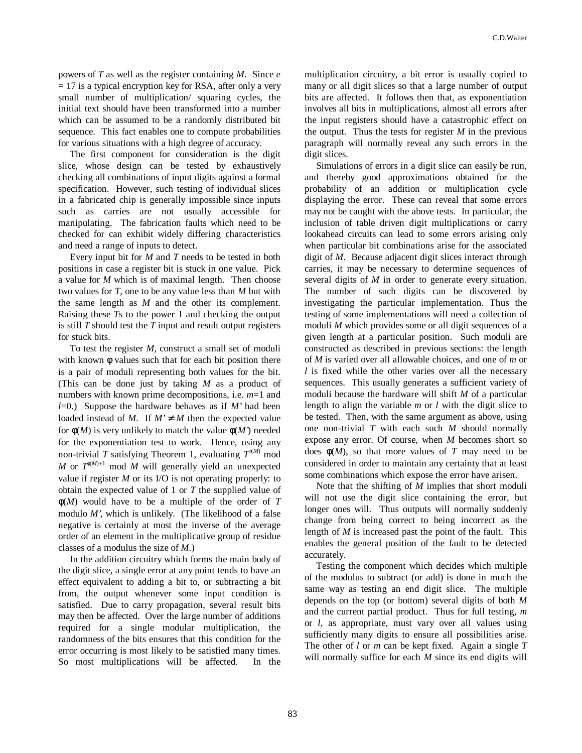powers of $T$ as well as the register containing $M$. Since $e = 17$ is a typical encryption key for RSA, after only a very small number of multiplication/ squaring cycles, the initial text should have been transformed into a number which can be assumed to be a randomly distributed bit sequence. This fact enables one to compute probabilities for various situations with a high degree of accuracy.

The first component for consideration is the digit slice, whose design can be tested by exhaustively checking all combinations of input digits against a formal specification. However, such testing of individual slices in a fabricated chip is generally impossible since inputs such as carries are not usually accessible for manipulating. The fabrication faults which need to be checked for can exhibit widely differing characteristics and need a range of inputs to detect.

Every input bit for $M$ and $T$ needs to be tested in both positions in case a register bit is stuck in one value. Pick a value for $M$ which is of maximal length. Then choose two values for $T$, one to be any value less than $M$ but with the same length as $M$ and the other its complement. Raising these $T$s to the power 1 and checking the output is still $T$ should test the $T$ input and result output registers for stuck bits.

To test the register $M$, construct a small set of moduli with known $\phi$ values such that for each bit position there is a pair of moduli representing both values for the bit. (This can be done just by taking $M$ as a product of numbers with known prime decompositions, i.e. $m$=1 and $l$=0.) Suppose the hardware behaves as if $M'$ had been loaded instead of $M$. If $M' \neq M$ then the expected value for $\phi(M)$ is very unlikely to match the value $\phi(M')$ needed for the exponentiation test to work. Hence, using any non-trivial $T$ satisfying Theorem 1, evaluating $T^{\phi(M)}$ mod $M$ or $T^{\phi(M)+1}$ mod $M$ will generally yield an unexpected value if register $M$ or its I/O is not operating properly: to obtain the expected value of 1 or $T$ the supplied value of $\phi(M)$ would have to be a multiple of the order of $T$ modulo $M'$, which is unlikely. (The likelihood of a false negative is certainly at most the inverse of the average order of an element in the multiplicative group of residue classes of a modulus the size of $M$.)

In the addition circuitry which forms the main body of the digit slice, a single error at any point tends to have an effect equivalent to adding a bit to, or subtracting a bit from, the output whenever some input condition is satisfied. Due to carry propagation, several result bits may then be affected. Over the large number of additions required for a single modular multiplication, the randomness of the bits ensures that this condition for the error occurring is most likely to be satisfied many times. So most multiplications will be affected. In the multiplication circuitry, a bit error is usually copied to many or all digit slices so that a large number of output bits are affected. It follows then that, as exponentiation involves all bits in multiplications, almost all errors after the input registers should have a catastrophic effect on the output. Thus the tests for register $M$ in the previous paragraph will normally reveal any such errors in the digit slices.

Simulations of errors in a digit slice can easily be run, and thereby good approximations obtained for the probability of an addition or multiplication cycle displaying the error. These can reveal that some errors may not be caught with the above tests. In particular, the inclusion of table driven digit multiplications or carry lookahead circuits can lead to some errors arising only when particular bit combinations arise for the associated digit of $M$. Because adjacent digit slices interact through carries, it may be necessary to determine sequences of several digits of $M$ in order to generate every situation. The number of such digits can be discovered by investigating the particular implementation. Thus the testing of some implementations will need a collection of moduli $M$ which provides some or all digit sequences of a given length at a particular position. Such moduli are constructed as described in previous sections: the length of $M$ is varied over all allowable choices, and one of $m$ or $l$ is fixed while the other varies over all the necessary sequences. This usually generates a sufficient variety of moduli because the hardware will shift $M$ of a particular length to align the variable $m$ or $l$ with the digit slice to be tested. Then, with the same argument as above, using one non-trivial $T$ with each such $M$ should normally expose any error. Of course, when $M$ becomes short so does $\phi(M)$, so that more values of $T$ may need to be considered in order to maintain any certainty that at least some combinations which expose the error have arisen.

Note that the shifting of $M$ implies that short moduli will not use the digit slice containing the error, but longer ones will. Thus outputs will normally suddenly change from being correct to being incorrect as the length of $M$ is increased past the point of the fault. This enables the general position of the fault to be detected accurately.

Testing the component which decides which multiple of the modulus to subtract (or add) is done in much the same way as testing an end digit slice. The multiple depends on the top (or bottom) several digits of both $M$ and the current partial product. Thus for full testing, $m$ or $l$, as appropriate, must vary over all values using sufficiently many digits to ensure all possibilities arise. The other of $l$ or $m$ can be kept fixed. Again a single $T$ will normally suffice for each $M$ since its end digits will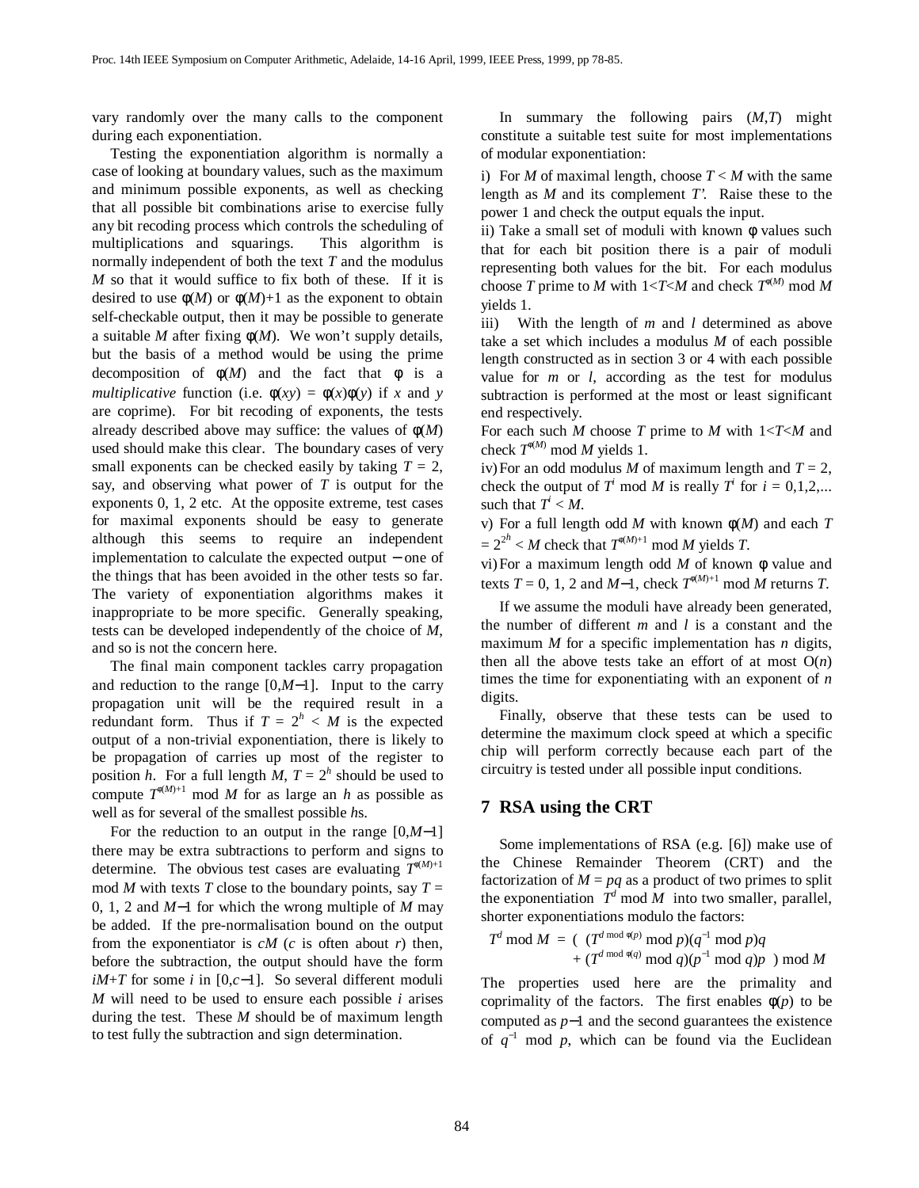vary randomly over the many calls to the component during each exponentiation.

Testing the exponentiation algorithm is normally a case of looking at boundary values, such as the maximum and minimum possible exponents, as well as checking that all possible bit combinations arise to exercise fully any bit recoding process which controls the scheduling of multiplications and squarings. This algorithm is normally independent of both the text $T$ and the modulus $M$ so that it would suffice to fix both of these. If it is desired to use $\phi(M)$ or $\phi(M)+1$ as the exponent to obtain self-checkable output, then it may be possible to generate a suitable $M$ after fixing $\phi(M)$. We won't supply details, but the basis of a method would be using the prime decomposition of $\phi(M)$ and the fact that $\phi$ is a *multiplicative* function (i.e. $\phi(xy) = \phi(x)\phi(y)$ if $x$ and $y$ are coprime). For bit recoding of exponents, the tests already described above may suffice: the values of $\phi(M)$ used should make this clear. The boundary cases of very small exponents can be checked easily by taking $T = 2$, say, and observing what power of $T$ is output for the exponents 0, 1, 2 etc. At the opposite extreme, test cases for maximal exponents should be easy to generate although this seems to require an independent implementation to calculate the expected output − one of the things that has been avoided in the other tests so far. The variety of exponentiation algorithms makes it inappropriate to be more specific. Generally speaking, tests can be developed independently of the choice of $M$, and so is not the concern here.

The final main component tackles carry propagation and reduction to the range $[0,M-1]$. Input to the carry propagation unit will be the required result in a redundant form. Thus if $T = 2^h < M$ is the expected output of a non-trivial exponentiation, there is likely to be propagation of carries up most of the register to position $h$. For a full length $M$, $T = 2^h$ should be used to compute $T^{\phi(M)+1}$ mod $M$ for as large an $h$ as possible as well as for several of the smallest possible $h$s.

For the reduction to an output in the range $[0,M-1]$ there may be extra subtractions to perform and signs to determine. The obvious test cases are evaluating $T^{\phi(M)+1}$ mod $M$ with texts $T$ close to the boundary points, say $T = 0$, 1, 2 and $M-1$ for which the wrong multiple of $M$ may be added. If the pre-normalisation bound on the output from the exponentiator is $cM$ ($c$ is often about $r$) then, before the subtraction, the output should have the form $iM+T$ for some $i$ in $[0,c-1]$. So several different moduli $M$ will need to be used to ensure each possible $i$ arises during the test. These $M$ should be of maximum length to test fully the subtraction and sign determination.

In summary the following pairs $(M,T)$ might constitute a suitable test suite for most implementations of modular exponentiation:

i) For $M$ of maximal length, choose $T < M$ with the same length as $M$ and its complement $T'$. Raise these to the power 1 and check the output equals the input.

ii) Take a small set of moduli with known $\phi$ values such that for each bit position there is a pair of moduli representing both values for the bit. For each modulus choose $T$ prime to $M$ with $1<T<M$ and check $T^{\phi(M)}$ mod $M$ yields 1.

iii) With the length of $m$ and $l$ determined as above take a set which includes a modulus $M$ of each possible length constructed as in section 3 or 4 with each possible value for $m$ or $l$, according as the test for modulus subtraction is performed at the most or least significant end respectively.
For each such $M$ choose $T$ prime to $M$ with $1<T<M$ and check $T^{\phi(M)}$ mod $M$ yields 1.

iv) For an odd modulus $M$ of maximum length and $T = 2$, check the output of $T^i$ mod $M$ is really $T^i$ for $i = 0,1,2,...$ such that $T^i < M$.

v) For a full length odd $M$ with known $\phi(M)$ and each $T = 2^{2^h} < M$ check that $T^{\phi(M)+1}$ mod $M$ yields $T$.

vi) For a maximum length odd $M$ of known $\phi$ value and texts $T = 0$, 1, 2 and $M-1$, check $T^{\phi(M)+1}$ mod $M$ returns $T$.

If we assume the moduli have already been generated, the number of different $m$ and $l$ is a constant and the maximum $M$ for a specific implementation has $n$ digits, then all the above tests take an effort of at most $O(n)$ times the time for exponentiating with an exponent of $n$ digits.

Finally, observe that these tests can be used to determine the maximum clock speed at which a specific chip will perform correctly because each part of the circuitry is tested under all possible input conditions.

## 7 RSA using the CRT

Some implementations of RSA (e.g. [6]) make use of the Chinese Remainder Theorem (CRT) and the factorization of $M = pq$ as a product of two primes to split the exponentiation $T^d$ mod $M$ into two smaller, parallel, shorter exponentiations modulo the factors:

$$T^d \bmod M = \big( (T^{d \bmod \phi(p)} \bmod p)(q^{-1} \bmod p)q + (T^{d \bmod \phi(q)} \bmod q)(p^{-1} \bmod q)p \big) \bmod M$$

The properties used here are the primality and coprimality of the factors. The first enables $\phi(p)$ to be computed as $p-1$ and the second guarantees the existence of $q^{-1}$ mod $p$, which can be found via the Euclidean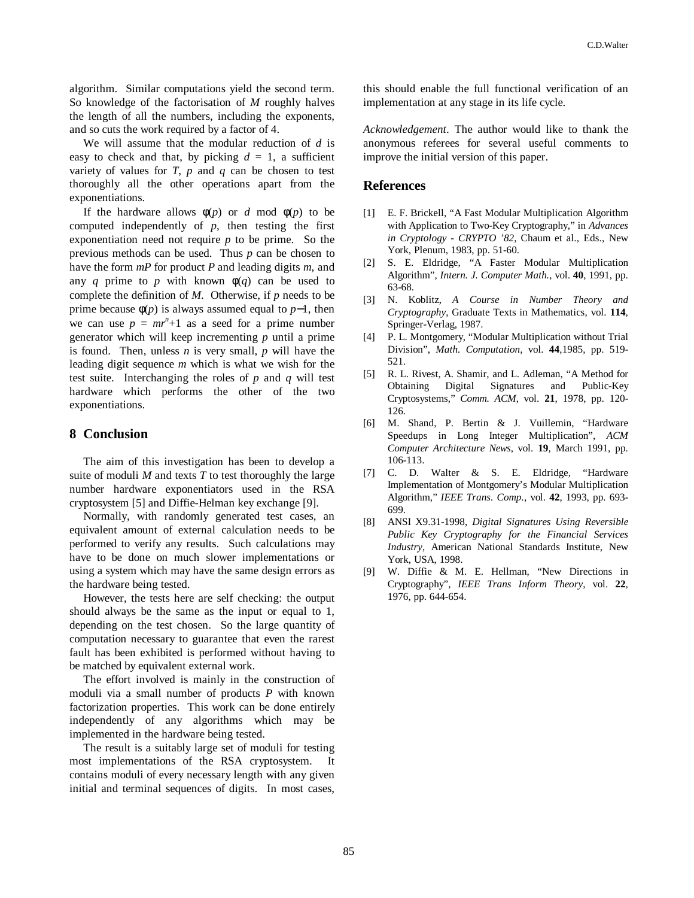algorithm. Similar computations yield the second term. So knowledge of the factorisation of $M$ roughly halves the length of all the numbers, including the exponents, and so cuts the work required by a factor of 4.

We will assume that the modular reduction of $d$ is easy to check and that, by picking $d = 1$, a sufficient variety of values for $T$, $p$ and $q$ can be chosen to test thoroughly all the other operations apart from the exponentiations.

If the hardware allows $\phi(p)$ or $d \bmod \phi(p)$ to be computed independently of $p$, then testing the first exponentiation need not require $p$ to be prime. So the previous methods can be used. Thus $p$ can be chosen to have the form $mP$ for product $P$ and leading digits $m$, and any $q$ prime to $p$ with known $\phi(q)$ can be used to complete the definition of $M$. Otherwise, if $p$ needs to be prime because $\phi(p)$ is always assumed equal to $p-1$, then we can use $p = mr^n+1$ as a seed for a prime number generator which will keep incrementing $p$ until a prime is found. Then, unless $n$ is very small, $p$ will have the leading digit sequence $m$ which is what we wish for the test suite. Interchanging the roles of $p$ and $q$ will test hardware which performs the other of the two exponentiations.

## 8 Conclusion

The aim of this investigation has been to develop a suite of moduli $M$ and texts $T$ to test thoroughly the large number hardware exponentiators used in the RSA cryptosystem [5] and Diffie-Helman key exchange [9].

Normally, with randomly generated test cases, an equivalent amount of external calculation needs to be performed to verify any results. Such calculations may have to be done on much slower implementations or using a system which may have the same design errors as the hardware being tested.

However, the tests here are self checking: the output should always be the same as the input or equal to 1, depending on the test chosen. So the large quantity of computation necessary to guarantee that even the rarest fault has been exhibited is performed without having to be matched by equivalent external work.

The effort involved is mainly in the construction of moduli via a small number of products $P$ with known factorization properties. This work can be done entirely independently of any algorithms which may be implemented in the hardware being tested.

The result is a suitably large set of moduli for testing most implementations of the RSA cryptosystem. It contains moduli of every necessary length with any given initial and terminal sequences of digits. In most cases, this should enable the full functional verification of an implementation at any stage in its life cycle.

*Acknowledgement*. The author would like to thank the anonymous referees for several useful comments to improve the initial version of this paper.

## References

[1] E. F. Brickell, "A Fast Modular Multiplication Algorithm with Application to Two-Key Cryptography," in *Advances in Cryptology - CRYPTO '82*, Chaum et al., Eds., New York, Plenum, 1983, pp. 51-60.

[2] S. E. Eldridge, "A Faster Modular Multiplication Algorithm", *Intern. J. Computer Math.*, vol. **40**, 1991, pp. 63-68.

[3] N. Koblitz, *A Course in Number Theory and Cryptography*, Graduate Texts in Mathematics, vol. **114**, Springer-Verlag, 1987.

[4] P. L. Montgomery, "Modular Multiplication without Trial Division", *Math. Computation*, vol. **44**,1985, pp. 519-521.

[5] R. L. Rivest, A. Shamir, and L. Adleman, "A Method for Obtaining Digital Signatures and Public-Key Cryptosystems," *Comm. ACM*, vol. **21**, 1978, pp. 120-126.

[6] M. Shand, P. Bertin & J. Vuillemin, "Hardware Speedups in Long Integer Multiplication", *ACM Computer Architecture News*, vol. **19**, March 1991, pp. 106-113.

[7] C. D. Walter & S. E. Eldridge, "Hardware Implementation of Montgomery's Modular Multiplication Algorithm," *IEEE Trans. Comp.*, vol. **42**, 1993, pp. 693-699.

[8] ANSI X9.31-1998, *Digital Signatures Using Reversible Public Key Cryptography for the Financial Services Industry*, American National Standards Institute, New York, USA, 1998.

[9] W. Diffie & M. E. Hellman, "New Directions in Cryptography", *IEEE Trans Inform Theory*, vol. **22**, 1976, pp. 644-654.